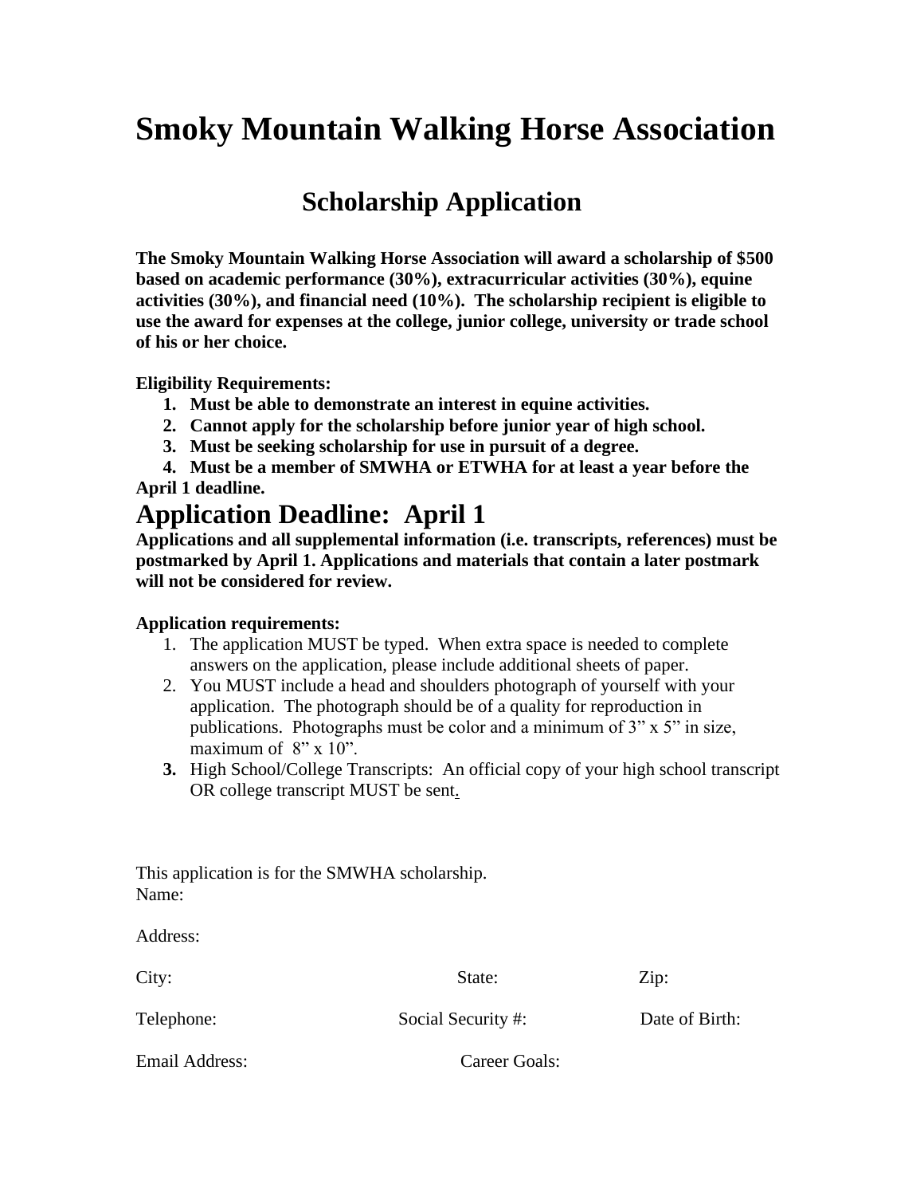# Smoky Mountain Walking Horse Association

## Scholarship Application

**The Smoky Mountain Walking Horse Association will award a scholarship of $500 based on academic performance (30%), extracurricular activities (30%), equine activities (30%), and financial need (10%). The scholarship recipient is eligible to use the award for expenses at the college, junior college, university or trade school of his or her choice.**

**Eligibility Requirements:**

1. **Must be able to demonstrate an interest in equine activities.**
2. **Cannot apply for the scholarship before junior year of high school.**
3. **Must be seeking scholarship for use in pursuit of a degree.**
4. **Must be a member of SMWHA or ETWHA for at least a year before the April 1 deadline.**

## Application Deadline: April 1

**Applications and all supplemental information (i.e. transcripts, references) must be postmarked by April 1. Applications and materials that contain a later postmark will not be considered for review.**

**Application requirements:**

1. The application MUST be typed. When extra space is needed to complete answers on the application, please include additional sheets of paper.
2. You MUST include a head and shoulders photograph of yourself with your application. The photograph should be of a quality for reproduction in publications. Photographs must be color and a minimum of 3" x 5" in size, maximum of 8" x 10".
3. High School/College Transcripts: An official copy of your high school transcript OR college transcript MUST be sent.

This application is for the SMWHA scholarship.

Name:

Address:

City: State: Zip:

Telephone: Social Security #: Date of Birth:

Email Address: Career Goals: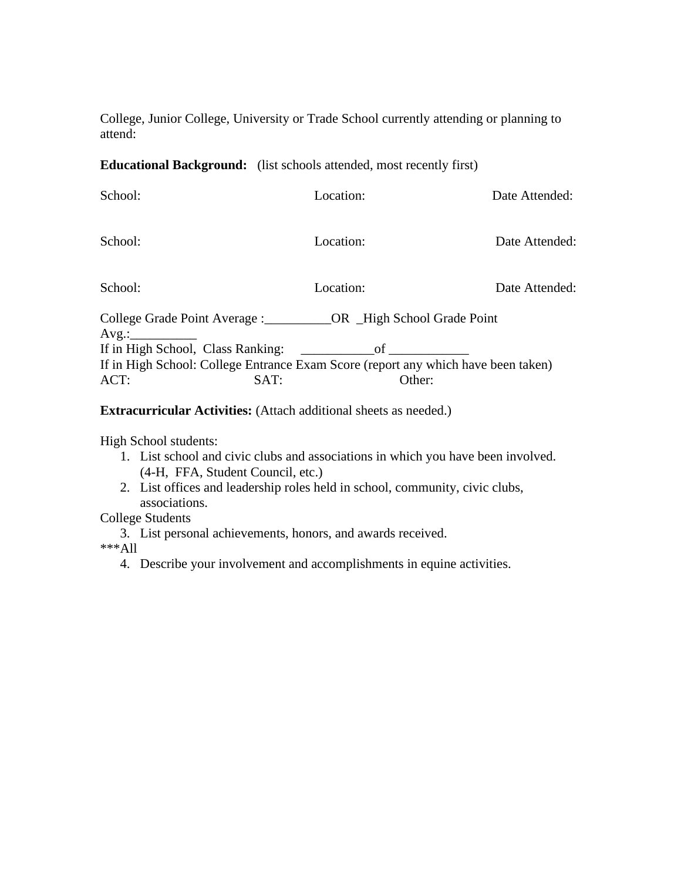College, Junior College, University or Trade School currently attending or planning to attend:

**Educational Background:** (list schools attended, most recently first)

School: Location: Date Attended:

School: Location: Date Attended:

School: Location: Date Attended:

College Grade Point Average :__________OR _High School Grade Point Avg.:__________

If in High School, Class Ranking: ___________of ____________

If in High School: College Entrance Exam Score (report any which have been taken)

ACT: SAT: Other:

**Extracurricular Activities:** (Attach additional sheets as needed.)

High School students:

1. List school and civic clubs and associations in which you have been involved. (4-H, FFA, Student Council, etc.)
2. List offices and leadership roles held in school, community, civic clubs, associations.

College Students

3. List personal achievements, honors, and awards received.

***All

4. Describe your involvement and accomplishments in equine activities.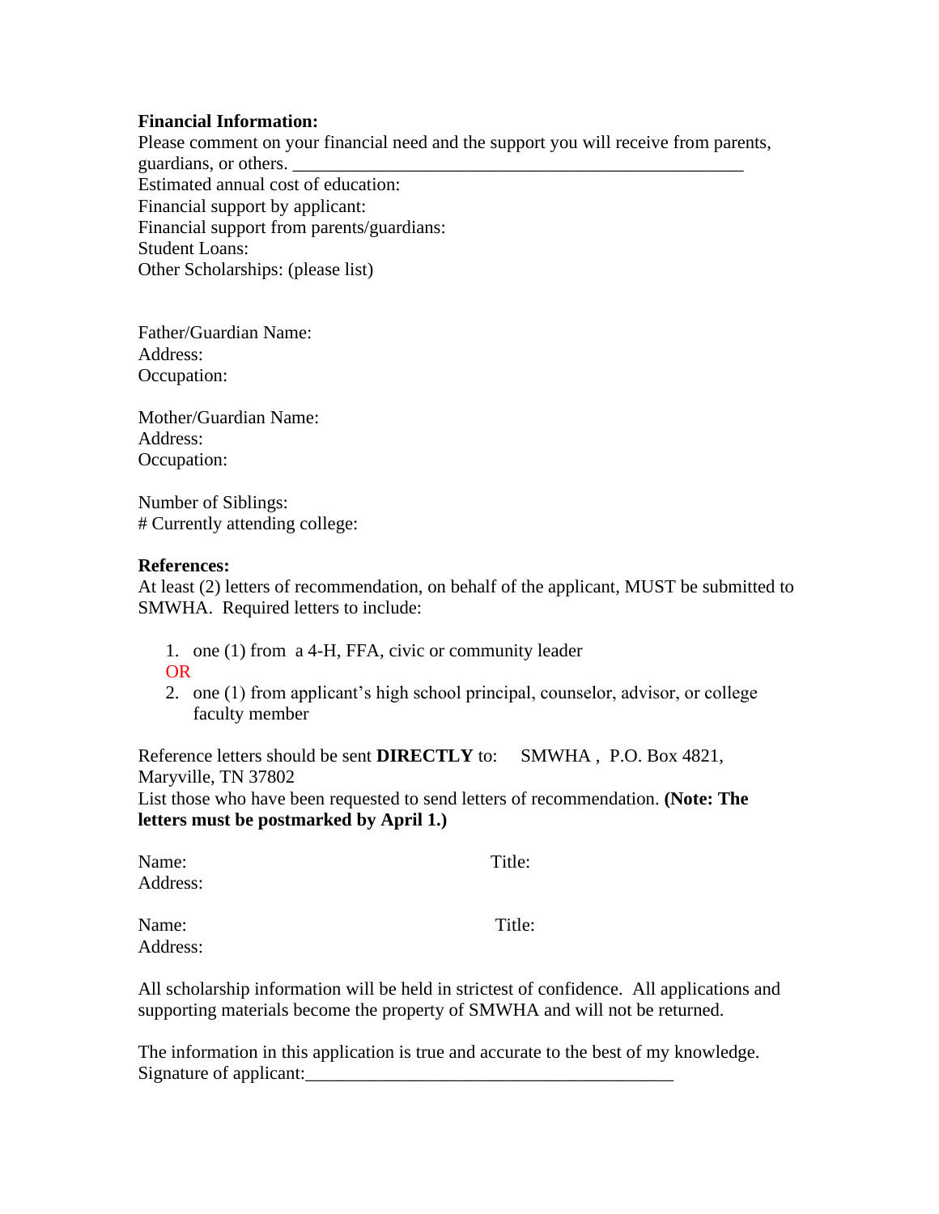**Financial Information:**

Please comment on your financial need and the support you will receive from parents, guardians, or others. ___________________________________________________

Estimated annual cost of education:

Financial support by applicant:

Financial support from parents/guardians:

Student Loans:

Other Scholarships: (please list)

Father/Guardian Name:

Address:

Occupation:

Mother/Guardian Name:

Address:

Occupation:

Number of Siblings:

# Currently attending college:

**References:**

At least (2) letters of recommendation, on behalf of the applicant, MUST be submitted to SMWHA. Required letters to include:

1. one (1) from a 4-H, FFA, civic or community leader

OR

2. one (1) from applicant's high school principal, counselor, advisor, or college faculty member

Reference letters should be sent **DIRECTLY** to: SMWHA , P.O. Box 4821, Maryville, TN 37802

List those who have been requested to send letters of recommendation. **(Note: The letters must be postmarked by April 1.)**

Name: Title:

Address:

Name: Title:

Address:

All scholarship information will be held in strictest of confidence. All applications and supporting materials become the property of SMWHA and will not be returned.

The information in this application is true and accurate to the best of my knowledge.

Signature of applicant:________________________________________